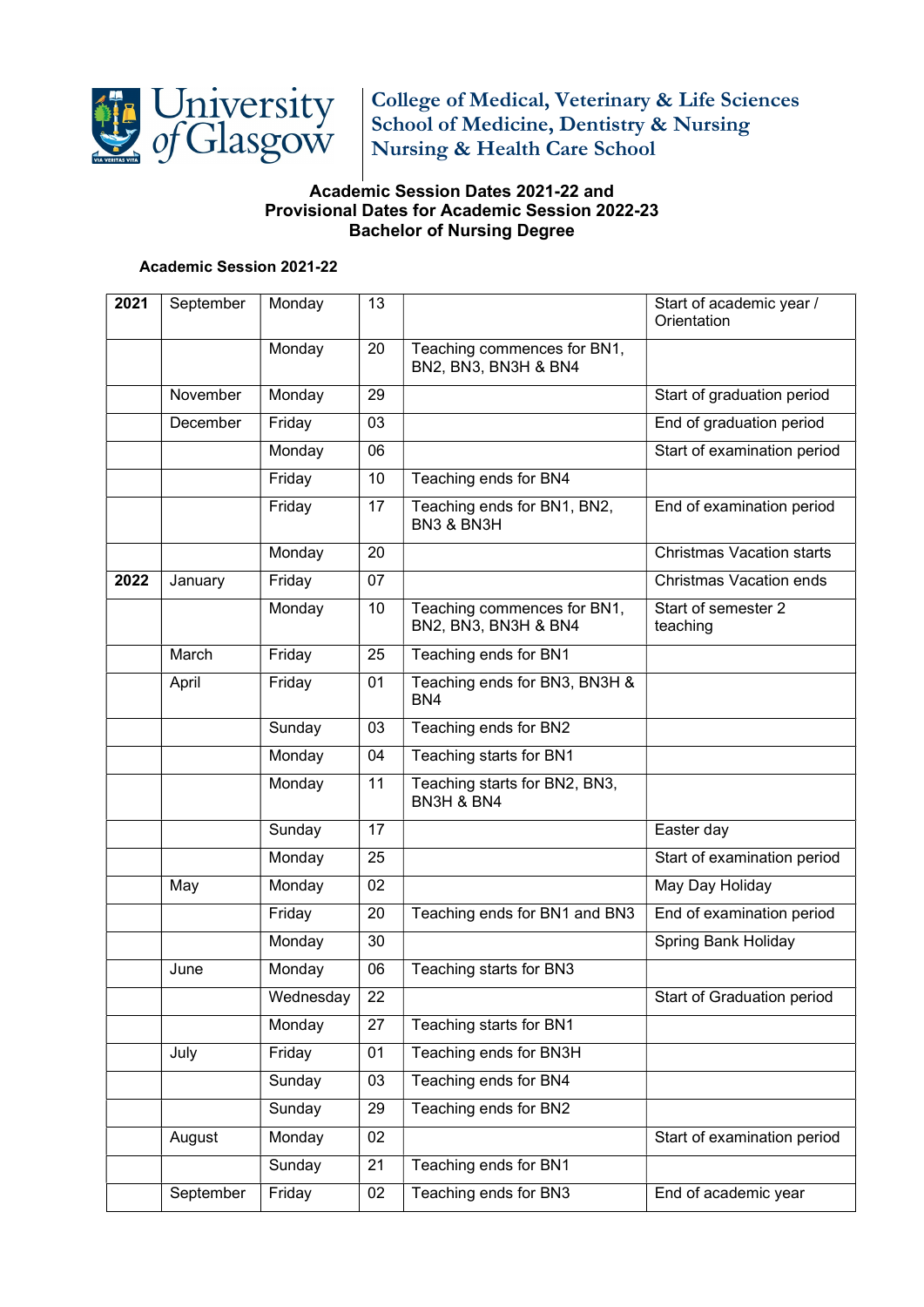University of Glasgow

**College of Medical, Veterinary & Life Sciences**
**School of Medicine, Dentistry & Nursing**
**Nursing & Health Care School**

## Academic Session Dates 2021-22 and Provisional Dates for Academic Session 2022-23 Bachelor of Nursing Degree

### Academic Session 2021-22

| | | | | | |
|---|---|---|---|---|---|
| **2021** | September | Monday | 13 | | Start of academic year / Orientation |
| | | Monday | 20 | Teaching commences for BN1, BN2, BN3, BN3H & BN4 | |
| | November | Monday | 29 | | Start of graduation period |
| | December | Friday | 03 | | End of graduation period |
| | | Monday | 06 | | Start of examination period |
| | | Friday | 10 | Teaching ends for BN4 | |
| | | Friday | 17 | Teaching ends for BN1, BN2, BN3 & BN3H | End of examination period |
| | | Monday | 20 | | Christmas Vacation starts |
| **2022** | January | Friday | 07 | | Christmas Vacation ends |
| | | Monday | 10 | Teaching commences for BN1, BN2, BN3, BN3H & BN4 | Start of semester 2 teaching |
| | March | Friday | 25 | Teaching ends for BN1 | |
| | April | Friday | 01 | Teaching ends for BN3, BN3H & BN4 | |
| | | Sunday | 03 | Teaching ends for BN2 | |
| | | Monday | 04 | Teaching starts for BN1 | |
| | | Monday | 11 | Teaching starts for BN2, BN3, BN3H & BN4 | |
| | | Sunday | 17 | | Easter day |
| | | Monday | 25 | | Start of examination period |
| | May | Monday | 02 | | May Day Holiday |
| | | Friday | 20 | Teaching ends for BN1 and BN3 | End of examination period |
| | | Monday | 30 | | Spring Bank Holiday |
| | June | Monday | 06 | Teaching starts for BN3 | |
| | | Wednesday | 22 | | Start of Graduation period |
| | | Monday | 27 | Teaching starts for BN1 | |
| | July | Friday | 01 | Teaching ends for BN3H | |
| | | Sunday | 03 | Teaching ends for BN4 | |
| | | Sunday | 29 | Teaching ends for BN2 | |
| | August | Monday | 02 | | Start of examination period |
| | | Sunday | 21 | Teaching ends for BN1 | |
| | September | Friday | 02 | Teaching ends for BN3 | End of academic year |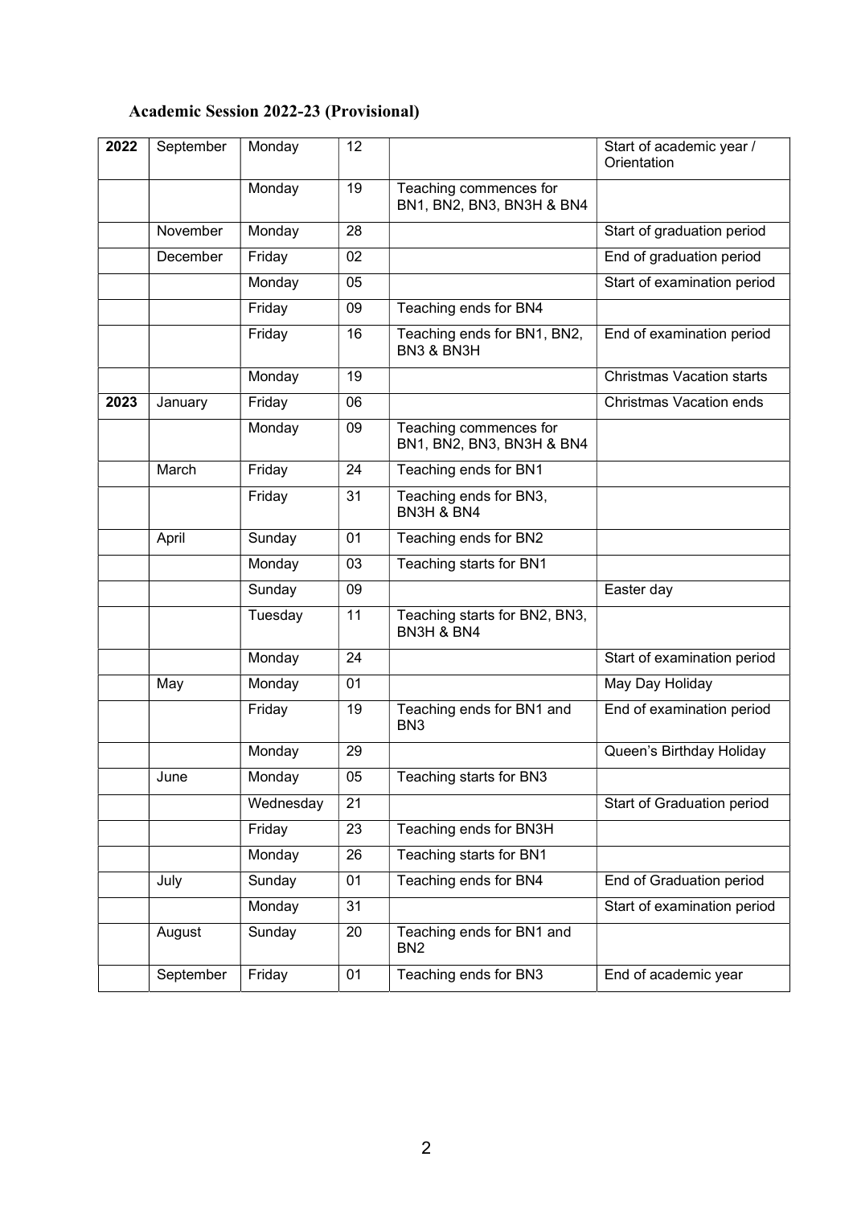## Academic Session 2022-23 (Provisional)

| | | | | | |
|---|---|---|---|---|---|
| **2022** | September | Monday | 12 | | Start of academic year / Orientation |
| | | Monday | 19 | Teaching commences for BN1, BN2, BN3, BN3H & BN4 | |
| | November | Monday | 28 | | Start of graduation period |
| | December | Friday | 02 | | End of graduation period |
| | | Monday | 05 | | Start of examination period |
| | | Friday | 09 | Teaching ends for BN4 | |
| | | Friday | 16 | Teaching ends for BN1, BN2, BN3 & BN3H | End of examination period |
| | | Monday | 19 | | Christmas Vacation starts |
| **2023** | January | Friday | 06 | | Christmas Vacation ends |
| | | Monday | 09 | Teaching commences for BN1, BN2, BN3, BN3H & BN4 | |
| | March | Friday | 24 | Teaching ends for BN1 | |
| | | Friday | 31 | Teaching ends for BN3, BN3H & BN4 | |
| | April | Sunday | 01 | Teaching ends for BN2 | |
| | | Monday | 03 | Teaching starts for BN1 | |
| | | Sunday | 09 | | Easter day |
| | | Tuesday | 11 | Teaching starts for BN2, BN3, BN3H & BN4 | |
| | | Monday | 24 | | Start of examination period |
| | May | Monday | 01 | | May Day Holiday |
| | | Friday | 19 | Teaching ends for BN1 and BN3 | End of examination period |
| | | Monday | 29 | | Queen's Birthday Holiday |
| | June | Monday | 05 | Teaching starts for BN3 | |
| | | Wednesday | 21 | | Start of Graduation period |
| | | Friday | 23 | Teaching ends for BN3H | |
| | | Monday | 26 | Teaching starts for BN1 | |
| | July | Sunday | 01 | Teaching ends for BN4 | End of Graduation period |
| | | Monday | 31 | | Start of examination period |
| | August | Sunday | 20 | Teaching ends for BN1 and BN2 | |
| | September | Friday | 01 | Teaching ends for BN3 | End of academic year |